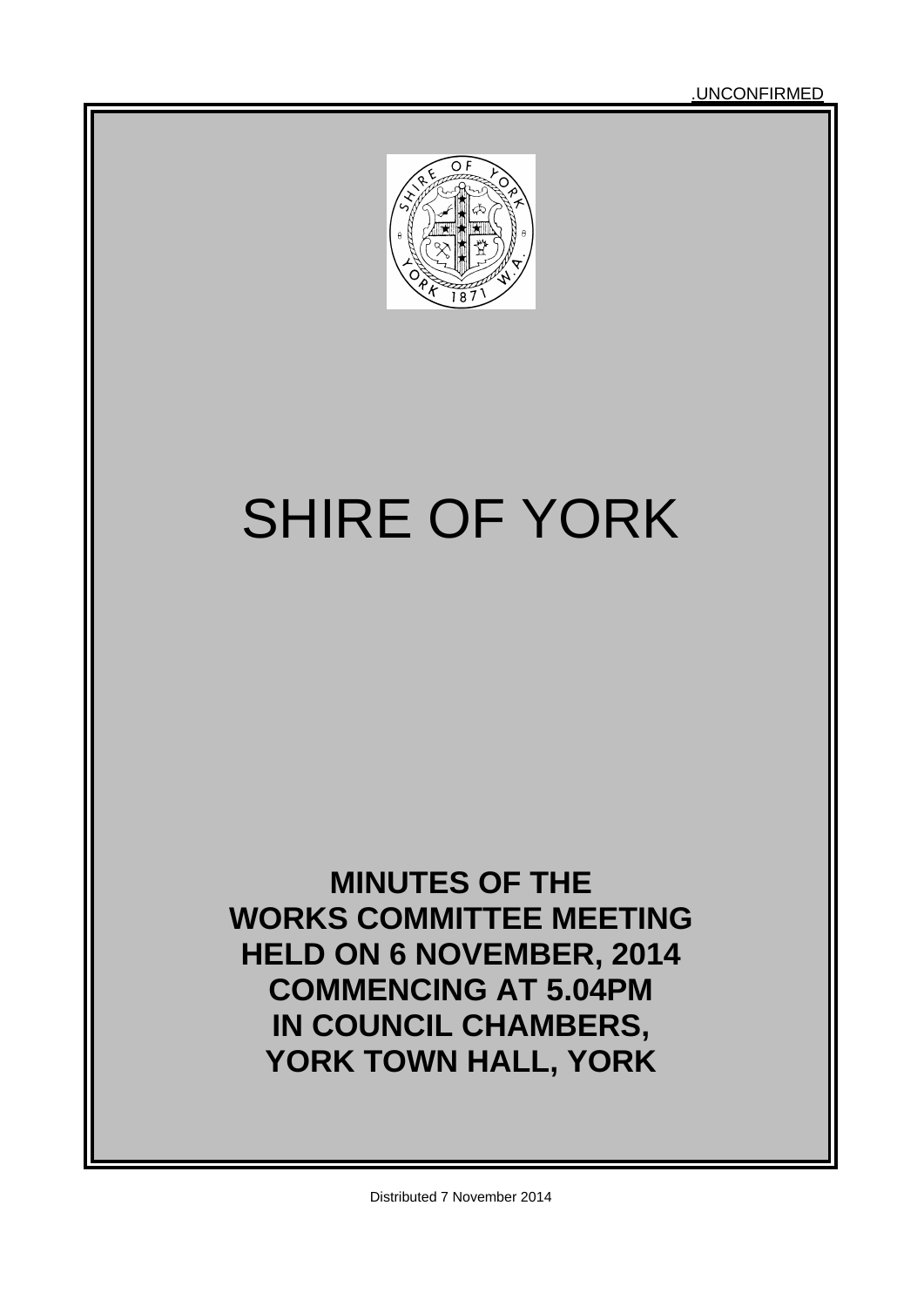.UNCONFIRMED

# SHIRE OF YORK

**MINUTES OF THE**
**WORKS COMMITTEE MEETING**
**HELD ON 6 NOVEMBER, 2014**
**COMMENCING AT 5.04PM**
**IN COUNCIL CHAMBERS,**
**YORK TOWN HALL, YORK**

Distributed 7 November 2014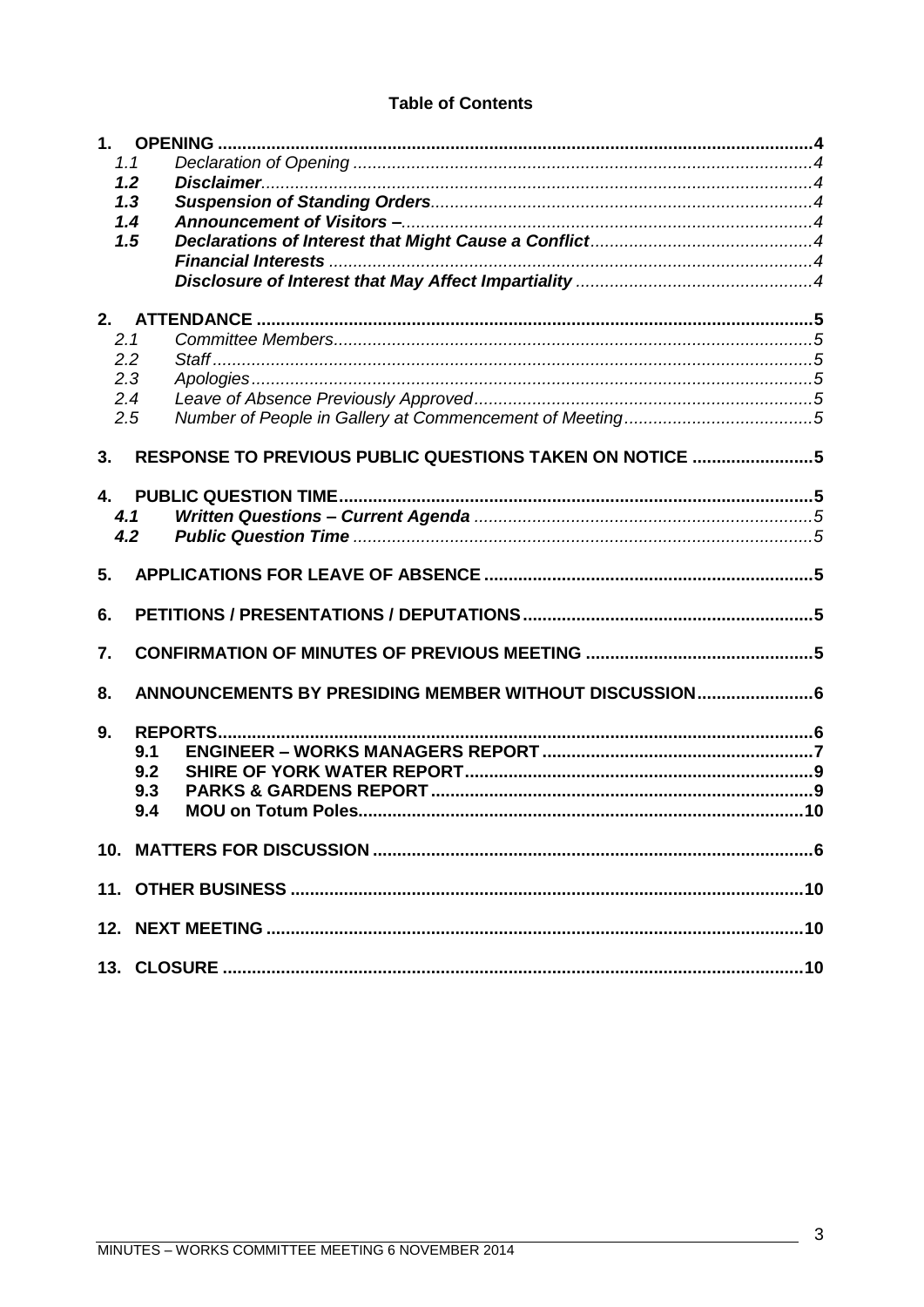**Table of Contents**

**1. OPENING** .......... **4**
- 1.1 *Declaration of Opening* .......... *4*
- **1.2** ***Disclaimer*** .......... *4*
- **1.3** ***Suspension of Standing Orders*** .......... *4*
- **1.4** ***Announcement of Visitors –*** .......... *4*
- **1.5** ***Declarations of Interest that Might Cause a Conflict*** .......... *4*
  - ***Financial Interests*** .......... *4*
  - ***Disclosure of Interest that May Affect Impartiality*** .......... *4*

**2. ATTENDANCE** .......... **5**
- 2.1 *Committee Members* .......... *5*
- 2.2 *Staff* .......... *5*
- 2.3 *Apologies* .......... *5*
- 2.4 *Leave of Absence Previously Approved* .......... *5*
- 2.5 *Number of People in Gallery at Commencement of Meeting* .......... *5*

**3. RESPONSE TO PREVIOUS PUBLIC QUESTIONS TAKEN ON NOTICE** .......... **5**

**4. PUBLIC QUESTION TIME** .......... **5**
- **4.1** ***Written Questions – Current Agenda*** .......... *5*
- **4.2** ***Public Question Time*** .......... *5*

**5. APPLICATIONS FOR LEAVE OF ABSENCE** .......... **5**

**6. PETITIONS / PRESENTATIONS / DEPUTATIONS** .......... **5**

**7. CONFIRMATION OF MINUTES OF PREVIOUS MEETING** .......... **5**

**8. ANNOUNCEMENTS BY PRESIDING MEMBER WITHOUT DISCUSSION** .......... **6**

**9. REPORTS** .......... **6**
- **9.1 ENGINEER – WORKS MANAGERS REPORT** .......... **7**
- **9.2 SHIRE OF YORK WATER REPORT** .......... **9**
- **9.3 PARKS & GARDENS REPORT** .......... **9**
- **9.4 MOU on Totum Poles** .......... **10**

**10. MATTERS FOR DISCUSSION** .......... **6**

**11. OTHER BUSINESS** .......... **10**

**12. NEXT MEETING** .......... **10**

**13. CLOSURE** .......... **10**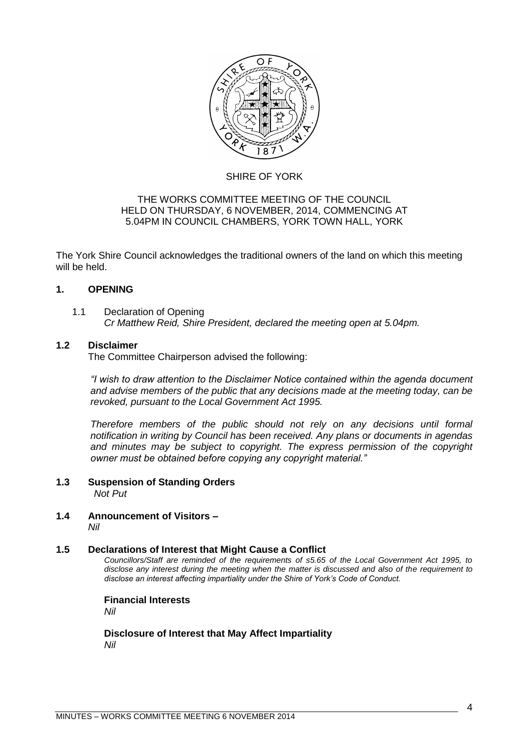SHIRE OF YORK

THE WORKS COMMITTEE MEETING OF THE COUNCIL
HELD ON THURSDAY, 6 NOVEMBER, 2014, COMMENCING AT
5.04PM IN COUNCIL CHAMBERS, YORK TOWN HALL, YORK

The York Shire Council acknowledges the traditional owners of the land on which this meeting will be held.

## 1. OPENING

1.1 Declaration of Opening
*Cr Matthew Reid, Shire President, declared the meeting open at 5.04pm.*

### 1.2 Disclaimer

The Committee Chairperson advised the following:

*"I wish to draw attention to the Disclaimer Notice contained within the agenda document and advise members of the public that any decisions made at the meeting today, can be revoked, pursuant to the Local Government Act 1995.*

*Therefore members of the public should not rely on any decisions until formal notification in writing by Council has been received. Any plans or documents in agendas and minutes may be subject to copyright. The express permission of the copyright owner must be obtained before copying any copyright material."*

### 1.3 Suspension of Standing Orders

*Not Put*

### 1.4 Announcement of Visitors –

*Nil*

### 1.5 Declarations of Interest that Might Cause a Conflict

*Councillors/Staff are reminded of the requirements of s5.65 of the Local Government Act 1995, to disclose any interest during the meeting when the matter is discussed and also of the requirement to disclose an interest affecting impartiality under the Shire of York's Code of Conduct.*

**Financial Interests**
*Nil*

**Disclosure of Interest that May Affect Impartiality**
*Nil*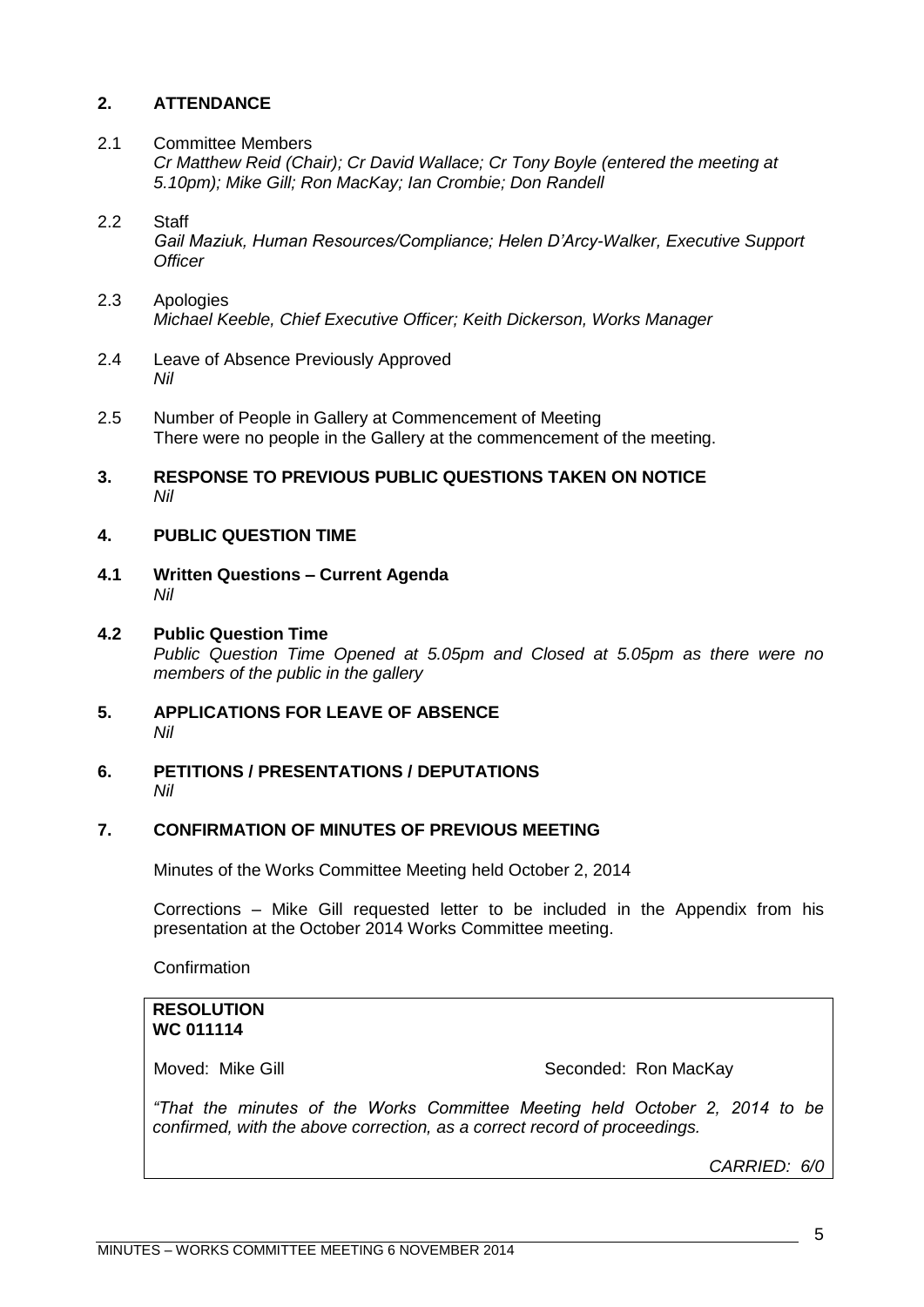## 2. ATTENDANCE

2.1 Committee Members
*Cr Matthew Reid (Chair); Cr David Wallace; Cr Tony Boyle (entered the meeting at 5.10pm); Mike Gill; Ron MacKay; Ian Crombie; Don Randell*

2.2 Staff
*Gail Maziuk, Human Resources/Compliance; Helen D'Arcy-Walker, Executive Support Officer*

2.3 Apologies
*Michael Keeble, Chief Executive Officer; Keith Dickerson, Works Manager*

2.4 Leave of Absence Previously Approved
*Nil*

2.5 Number of People in Gallery at Commencement of Meeting
There were no people in the Gallery at the commencement of the meeting.

## 3. RESPONSE TO PREVIOUS PUBLIC QUESTIONS TAKEN ON NOTICE

*Nil*

## 4. PUBLIC QUESTION TIME

### 4.1 Written Questions – Current Agenda

*Nil*

### 4.2 Public Question Time

*Public Question Time Opened at 5.05pm and Closed at 5.05pm as there were no members of the public in the gallery*

## 5. APPLICATIONS FOR LEAVE OF ABSENCE

*Nil*

## 6. PETITIONS / PRESENTATIONS / DEPUTATIONS

*Nil*

## 7. CONFIRMATION OF MINUTES OF PREVIOUS MEETING

Minutes of the Works Committee Meeting held October 2, 2014

Corrections – Mike Gill requested letter to be included in the Appendix from his presentation at the October 2014 Works Committee meeting.

Confirmation

**RESOLUTION**
**WC 011114**

Moved: Mike Gill    Seconded: Ron MacKay

*"That the minutes of the Works Committee Meeting held October 2, 2014 to be confirmed, with the above correction, as a correct record of proceedings.*

*CARRIED: 6/0*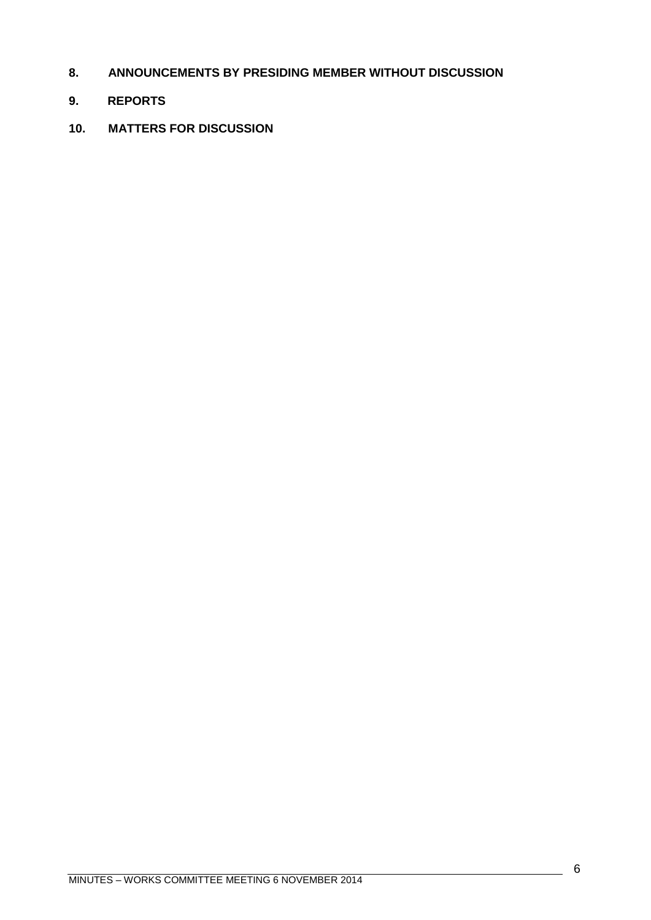## 8. ANNOUNCEMENTS BY PRESIDING MEMBER WITHOUT DISCUSSION

## 9. REPORTS

## 10. MATTERS FOR DISCUSSION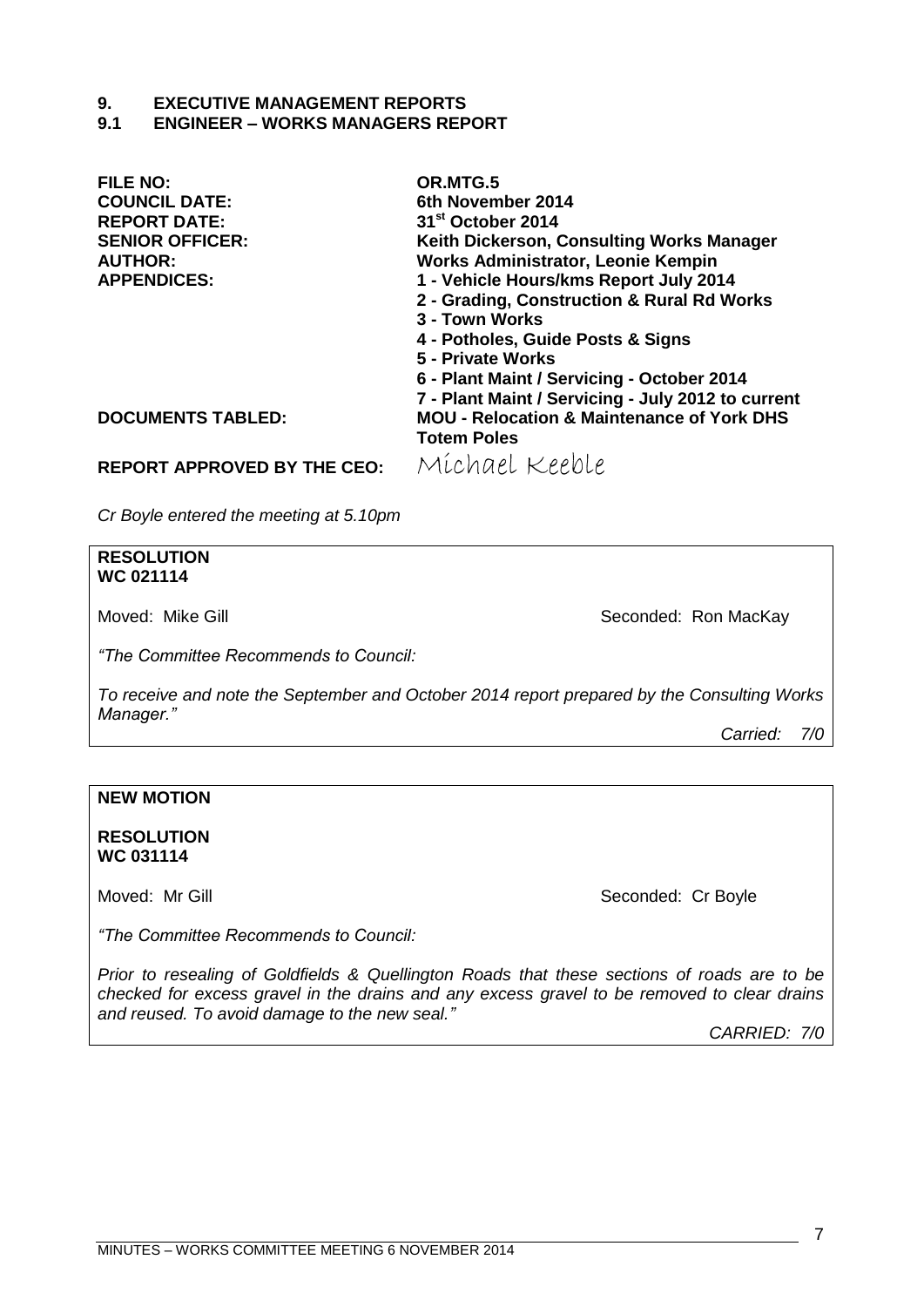# 9. EXECUTIVE MANAGEMENT REPORTS

## 9.1 ENGINEER – WORKS MANAGERS REPORT

| | |
|---|---|
| **FILE NO:** | **OR.MTG.5** |
| **COUNCIL DATE:** | **6th November 2014** |
| **REPORT DATE:** | **31st October 2014** |
| **SENIOR OFFICER:** | **Keith Dickerson, Consulting Works Manager** |
| **AUTHOR:** | **Works Administrator, Leonie Kempin** |
| **APPENDICES:** | **1 - Vehicle Hours/kms Report July 2014**<br>**2 - Grading, Construction & Rural Rd Works**<br>**3 - Town Works**<br>**4 - Potholes, Guide Posts & Signs**<br>**5 - Private Works**<br>**6 - Plant Maint / Servicing - October 2014**<br>**7 - Plant Maint / Servicing - July 2012 to current** |
| **DOCUMENTS TABLED:** | **MOU - Relocation & Maintenance of York DHS Totem Poles** |
| **REPORT APPROVED BY THE CEO:** | Michael Keeble |

*Cr Boyle entered the meeting at 5.10pm*

**RESOLUTION**
**WC 021114**

Moved: Mike Gill Seconded: Ron MacKay

*"The Committee Recommends to Council:*

*To receive and note the September and October 2014 report prepared by the Consulting Works Manager."*

*Carried: 7/0*

**NEW MOTION**

**RESOLUTION**
**WC 031114**

Moved: Mr Gill Seconded: Cr Boyle

*"The Committee Recommends to Council:*

*Prior to resealing of Goldfields & Quellington Roads that these sections of roads are to be checked for excess gravel in the drains and any excess gravel to be removed to clear drains and reused. To avoid damage to the new seal."*

*CARRIED: 7/0*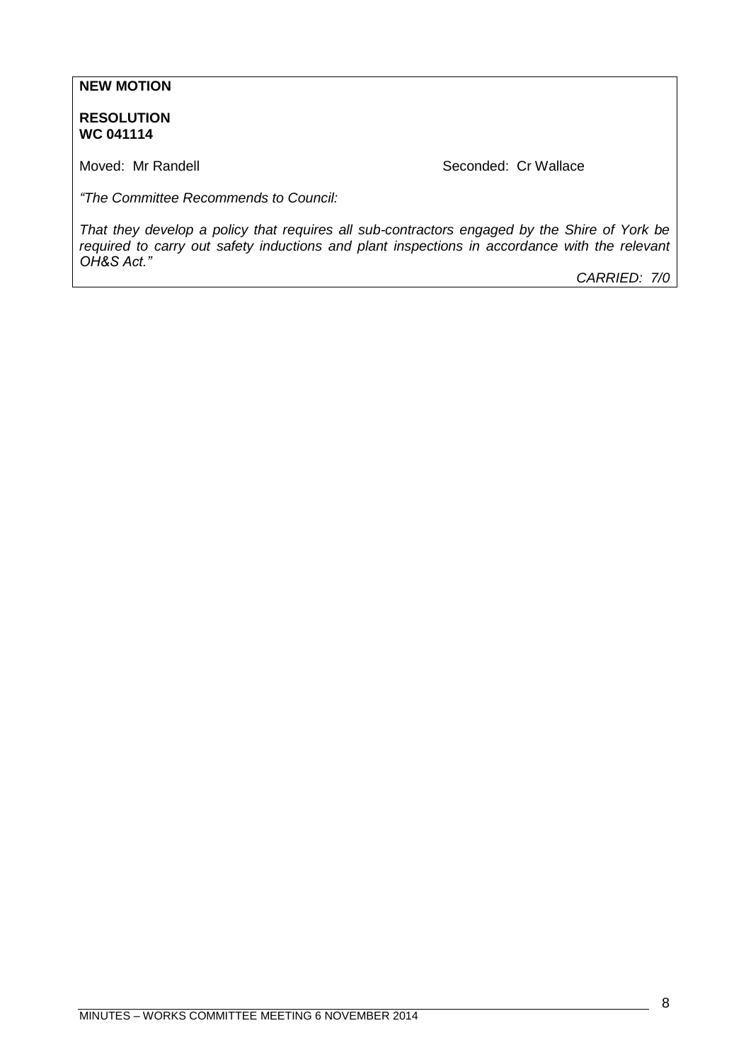**NEW MOTION**

**RESOLUTION**
**WC 041114**

Moved: Mr Randell Seconded: Cr Wallace

*"The Committee Recommends to Council:*

*That they develop a policy that requires all sub-contractors engaged by the Shire of York be required to carry out safety inductions and plant inspections in accordance with the relevant OH&S Act."*

*CARRIED: 7/0*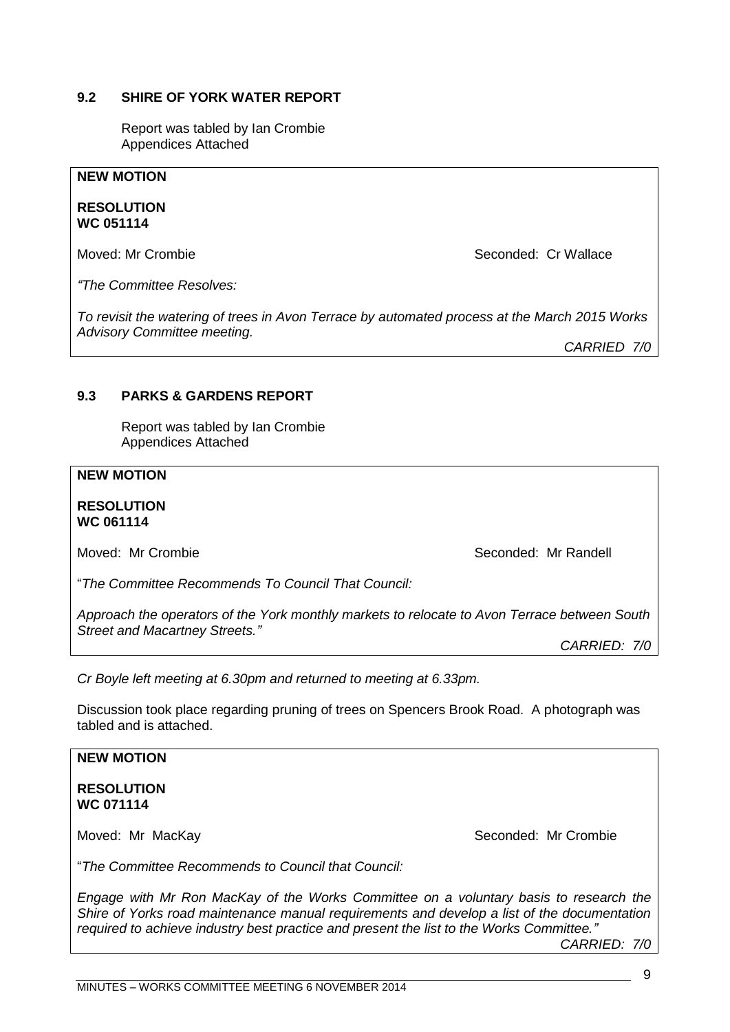### 9.2 SHIRE OF YORK WATER REPORT

Report was tabled by Ian Crombie
Appendices Attached

**NEW MOTION**

**RESOLUTION**
**WC 051114**

Moved: Mr Crombie Seconded: Cr Wallace

*"The Committee Resolves:*

*To revisit the watering of trees in Avon Terrace by automated process at the March 2015 Works Advisory Committee meeting.*

*CARRIED 7/0*

### 9.3 PARKS & GARDENS REPORT

Report was tabled by Ian Crombie
Appendices Attached

**NEW MOTION**

**RESOLUTION**
**WC 061114**

Moved: Mr Crombie Seconded: Mr Randell

"*The Committee Recommends To Council That Council:*

*Approach the operators of the York monthly markets to relocate to Avon Terrace between South Street and Macartney Streets."*

*CARRIED: 7/0*

*Cr Boyle left meeting at 6.30pm and returned to meeting at 6.33pm.*

Discussion took place regarding pruning of trees on Spencers Brook Road. A photograph was tabled and is attached.

**NEW MOTION**

**RESOLUTION**
**WC 071114**

Moved: Mr MacKay Seconded: Mr Crombie

"*The Committee Recommends to Council that Council:*

*Engage with Mr Ron MacKay of the Works Committee on a voluntary basis to research the Shire of Yorks road maintenance manual requirements and develop a list of the documentation required to achieve industry best practice and present the list to the Works Committee."*

*CARRIED: 7/0*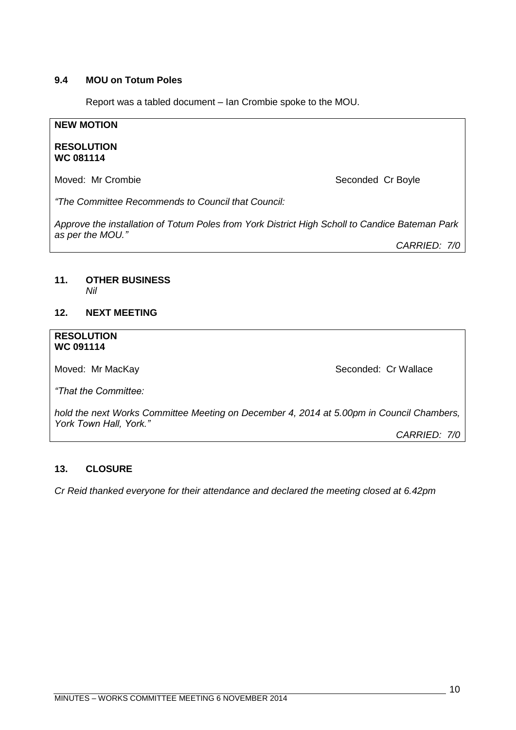### 9.4 MOU on Totum Poles

Report was a tabled document – Ian Crombie spoke to the MOU.

**NEW MOTION**

**RESOLUTION**
**WC 081114**

Moved: Mr Crombie Seconded Cr Boyle

*"The Committee Recommends to Council that Council:*

*Approve the installation of Totum Poles from York District High Scholl to Candice Bateman Park as per the MOU."*

*CARRIED: 7/0*

## 11. OTHER BUSINESS

*Nil*

## 12. NEXT MEETING

**RESOLUTION**
**WC 091114**

Moved: Mr MacKay Seconded: Cr Wallace

*"That the Committee:*

*hold the next Works Committee Meeting on December 4, 2014 at 5.00pm in Council Chambers, York Town Hall, York."*

*CARRIED: 7/0*

## 13. CLOSURE

*Cr Reid thanked everyone for their attendance and declared the meeting closed at 6.42pm*